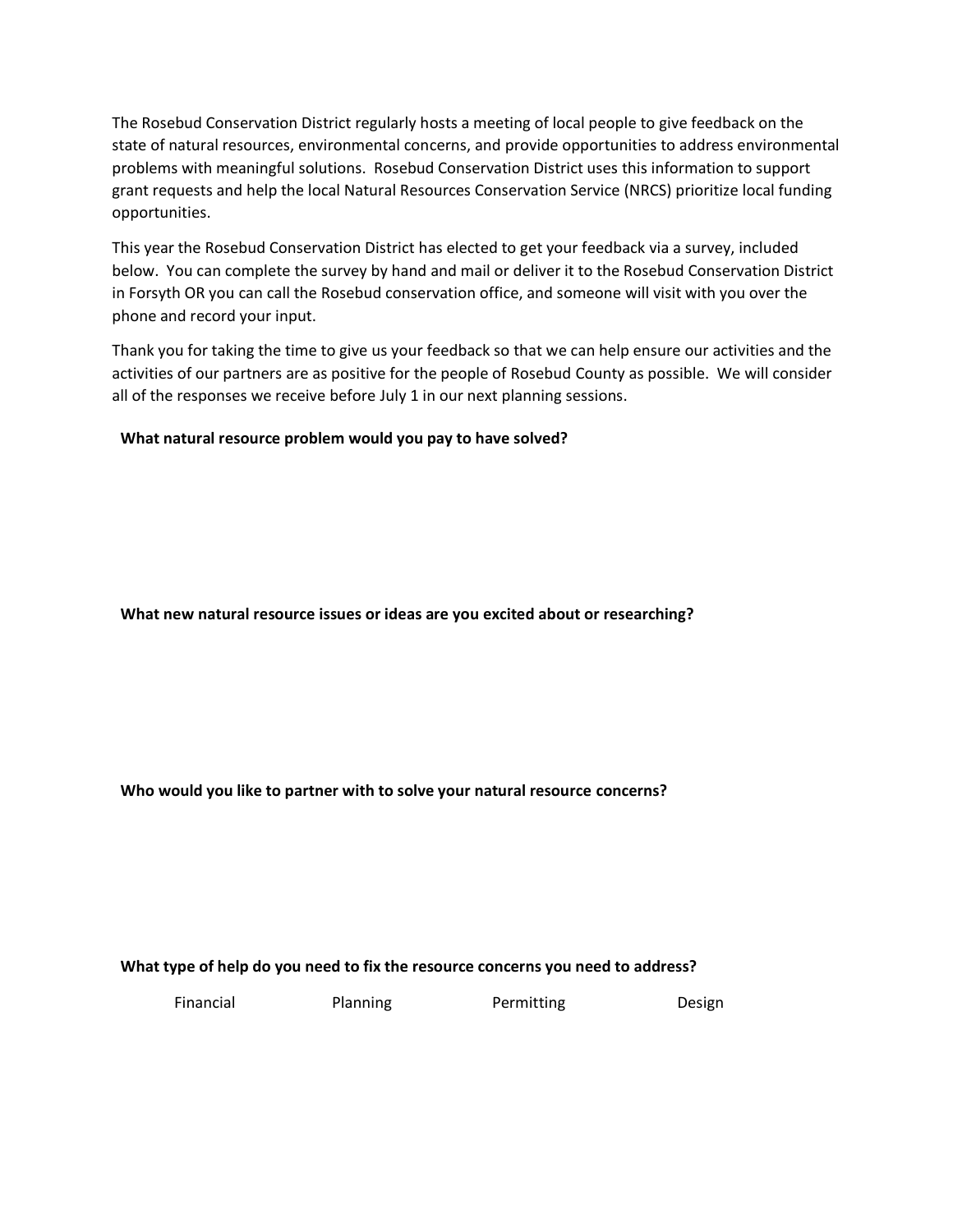The Rosebud Conservation District regularly hosts a meeting of local people to give feedback on the state of natural resources, environmental concerns, and provide opportunities to address environmental problems with meaningful solutions. Rosebud Conservation District uses this information to support grant requests and help the local Natural Resources Conservation Service (NRCS) prioritize local funding opportunities.

This year the Rosebud Conservation District has elected to get your feedback via a survey, included below. You can complete the survey by hand and mail or deliver it to the Rosebud Conservation District in Forsyth OR you can call the Rosebud conservation office, and someone will visit with you over the phone and record your input.

Thank you for taking the time to give us your feedback so that we can help ensure our activities and the activities of our partners are as positive for the people of Rosebud County as possible. We will consider all of the responses we receive before July 1 in our next planning sessions.

**What natural resource problem would you pay to have solved?**

**What new natural resource issues or ideas are you excited about or researching?**

**Who would you like to partner with to solve your natural resource concerns?**

**What type of help do you need to fix the resource concerns you need to address?**

Financial Planning Permitting Design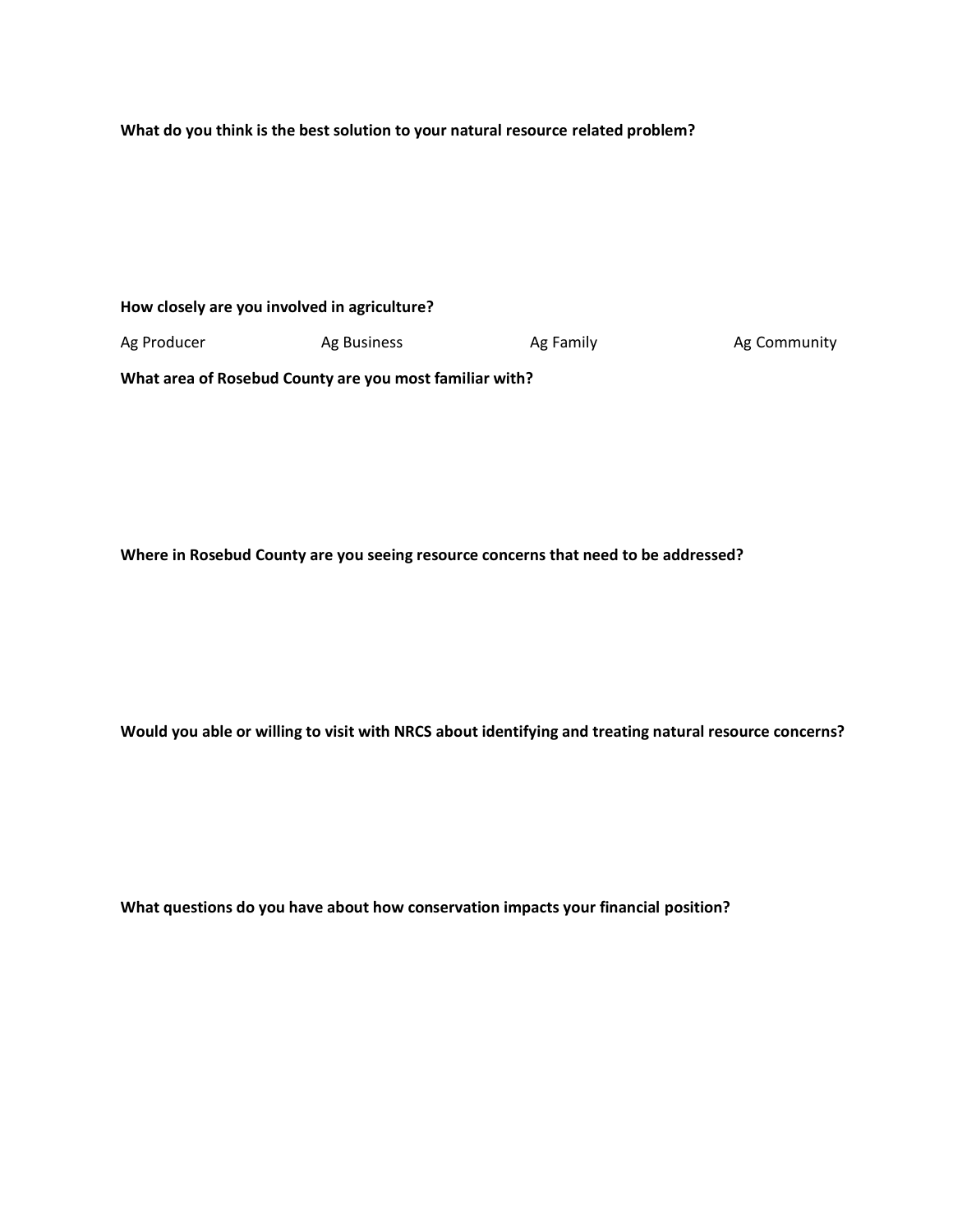**What do you think is the best solution to your natural resource related problem?**

**How closely are you involved in agriculture?**

Ag Producer Ag Business Ag Family Ag Community

**What area of Rosebud County are you most familiar with?**

**Where in Rosebud County are you seeing resource concerns that need to be addressed?**

**Would you able or willing to visit with NRCS about identifying and treating natural resource concerns?**

**What questions do you have about how conservation impacts your financial position?**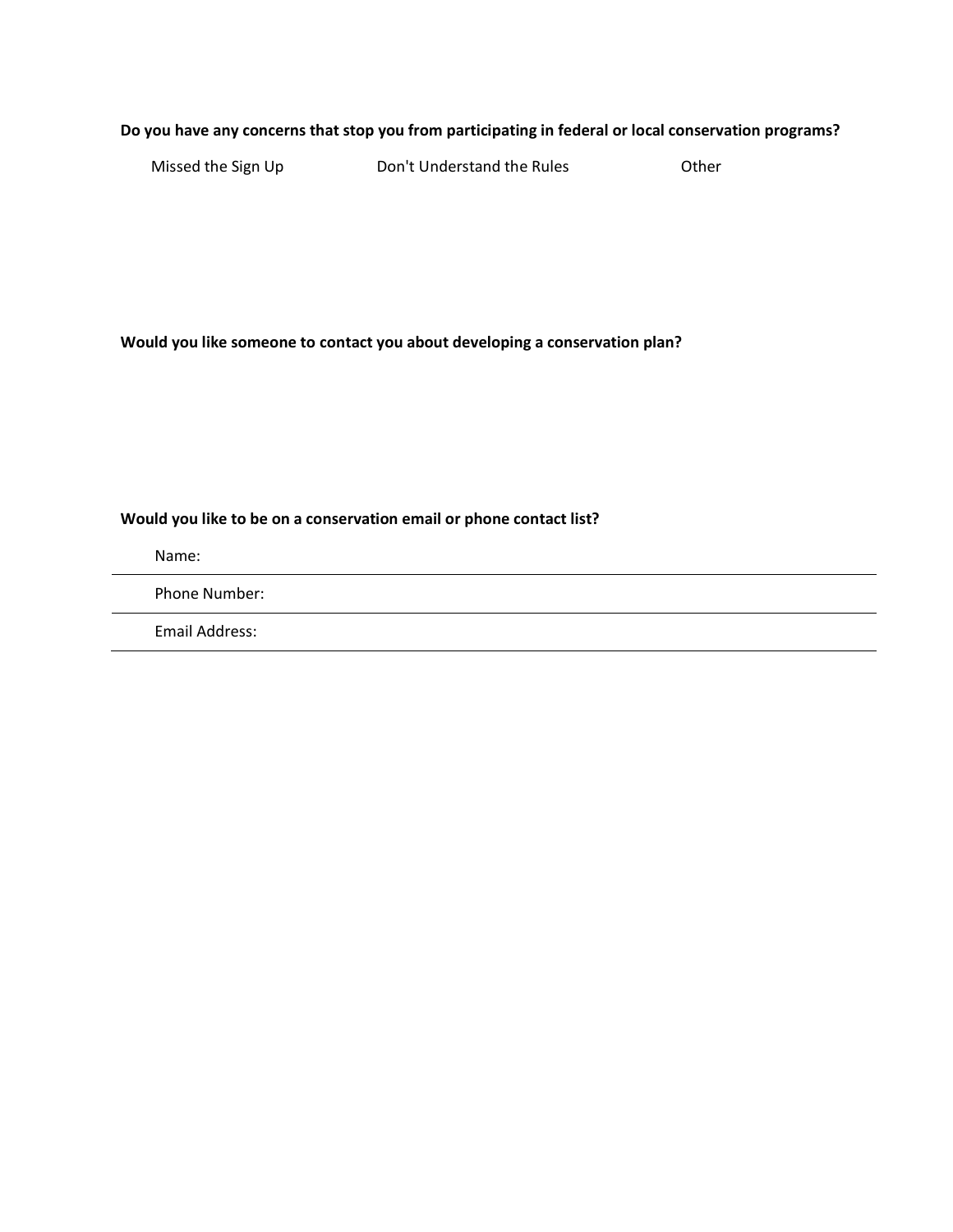**Do you have any concerns that stop you from participating in federal or local conservation programs?**

Missed the Sign Up    Don't Understand the Rules    Other

**Would you like someone to contact you about developing a conservation plan?**

**Would you like to be on a conservation email or phone contact list?**

Name:

Phone Number:

Email Address: